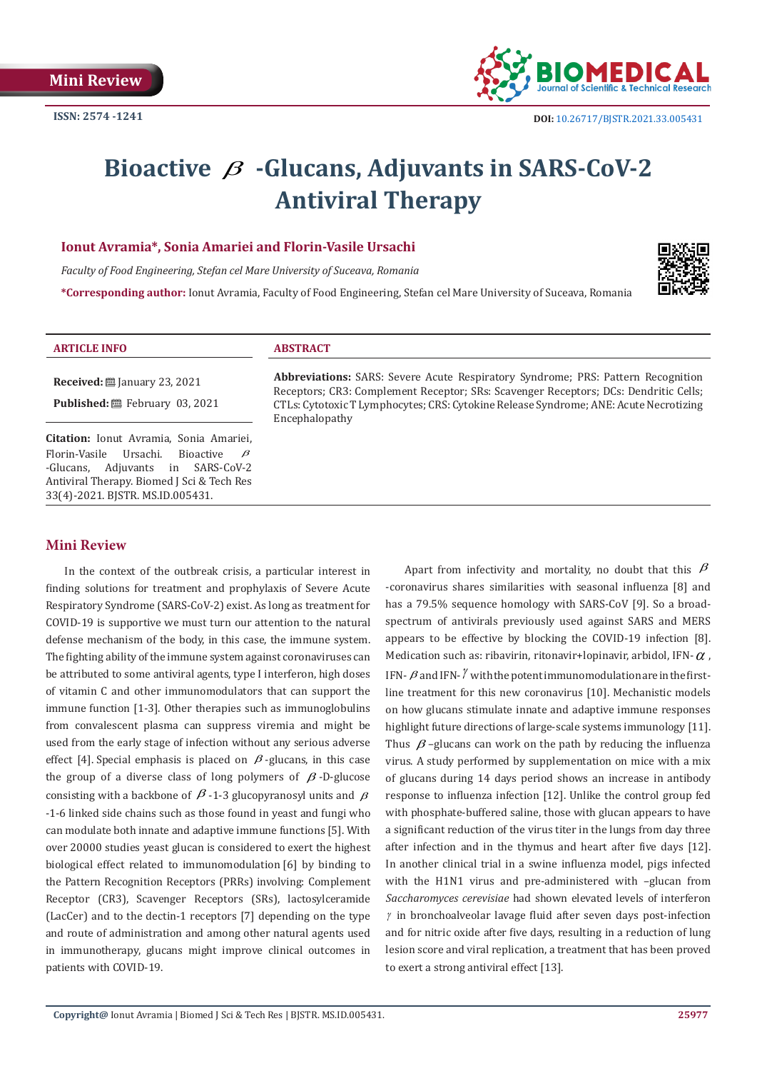Mini Review

ISSN: 2574 -1241

DOI: 10.26717/BJSTR.2021.33.005431

# Bioactive $\beta$ -Glucans, Adjuvants in SARS-CoV-2 Antiviral Therapy

**Ionut Avramia*, Sonia Amariei and Florin-Vasile Ursachi**

*Faculty of Food Engineering, Stefan cel Mare University of Suceava, Romania*

***Corresponding author:** Ionut Avramia, Faculty of Food Engineering, Stefan cel Mare University of Suceava, Romania

**ARTICLE INFO**

**Received:** January 23, 2021

**Published:** February 03, 2021

**Citation:** Ionut Avramia, Sonia Amariei, Florin-Vasile Ursachi. Bioactive $\beta$ -Glucans, Adjuvants in SARS-CoV-2 Antiviral Therapy. Biomed J Sci & Tech Res 33(4)-2021. BJSTR. MS.ID.005431.

**ABSTRACT**

**Abbreviations:** SARS: Severe Acute Respiratory Syndrome; PRS: Pattern Recognition Receptors; CR3: Complement Receptor; SRs: Scavenger Receptors; DCs: Dendritic Cells; CTLs: Cytotoxic T Lymphocytes; CRS: Cytokine Release Syndrome; ANE: Acute Necrotizing Encephalopathy

## Mini Review

In the context of the outbreak crisis, a particular interest in finding solutions for treatment and prophylaxis of Severe Acute Respiratory Syndrome (SARS-CoV-2) exist. As long as treatment for COVID-19 is supportive we must turn our attention to the natural defense mechanism of the body, in this case, the immune system. The fighting ability of the immune system against coronaviruses can be attributed to some antiviral agents, type I interferon, high doses of vitamin C and other immunomodulators that can support the immune function [1-3]. Other therapies such as immunoglobulins from convalescent plasma can suppress viremia and might be used from the early stage of infection without any serious adverse effect [4]. Special emphasis is placed on $\beta$-glucans, in this case the group of a diverse class of long polymers of $\beta$-D-glucose consisting with a backbone of $\beta$-1-3 glucopyranosyl units and $\beta$-1-6 linked side chains such as those found in yeast and fungi who can modulate both innate and adaptive immune functions [5]. With over 20000 studies yeast glucan is considered to exert the highest biological effect related to immunomodulation [6] by binding to the Pattern Recognition Receptors (PRRs) involving: Complement Receptor (CR3), Scavenger Receptors (SRs), lactosylceramide (LacCer) and to the dectin-1 receptors [7] depending on the type and route of administration and among other natural agents used in immunotherapy, glucans might improve clinical outcomes in patients with COVID-19.

Apart from infectivity and mortality, no doubt that this $\beta$-coronavirus shares similarities with seasonal influenza [8] and has a 79.5% sequence homology with SARS-CoV [9]. So a broad-spectrum of antivirals previously used against SARS and MERS appears to be effective by blocking the COVID-19 infection [8]. Medication such as: ribavirin, ritonavir+lopinavir, arbidol, IFN-$\alpha$, IFN-$\beta$ and IFN-$\gamma$ with the potent immunomodulation are in the first-line treatment for this new coronavirus [10]. Mechanistic models on how glucans stimulate innate and adaptive immune responses highlight future directions of large-scale systems immunology [11]. Thus $\beta$–glucans can work on the path by reducing the influenza virus. A study performed by supplementation on mice with a mix of glucans during 14 days period shows an increase in antibody response to influenza infection [12]. Unlike the control group fed with phosphate-buffered saline, those with glucan appears to have a significant reduction of the virus titer in the lungs from day three after infection and in the thymus and heart after five days [12]. In another clinical trial in a swine influenza model, pigs infected with the H1N1 virus and pre-administered with –glucan from *Saccharomyces cerevisiae* had shown elevated levels of interferon $\gamma$ in bronchoalveolar lavage fluid after seven days post-infection and for nitric oxide after five days, resulting in a reduction of lung lesion score and viral replication, a treatment that has been proved to exert a strong antiviral effect [13].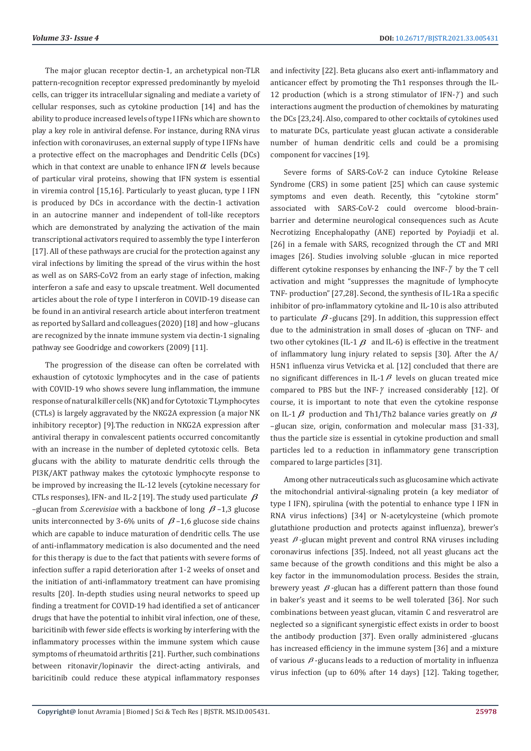The major glucan receptor dectin-1, an archetypical non-TLR pattern-recognition receptor expressed predominantly by myeloid cells, can trigger its intracellular signaling and mediate a variety of cellular responses, such as cytokine production [14] and has the ability to produce increased levels of type I IFNs which are shown to play a key role in antiviral defense. For instance, during RNA virus infection with coronaviruses, an external supply of type I IFNs have a protective effect on the macrophages and Dendritic Cells (DCs) which in that context are unable to enhance IFN $\alpha$ levels because of particular viral proteins, showing that IFN system is essential in viremia control [15,16]. Particularly to yeast glucan, type I IFN is produced by DCs in accordance with the dectin-1 activation in an autocrine manner and independent of toll-like receptors which are demonstrated by analyzing the activation of the main transcriptional activators required to assembly the type I interferon [17]. All of these pathways are crucial for the protection against any viral infections by limiting the spread of the virus within the host as well as on SARS-CoV2 from an early stage of infection, making interferon a safe and easy to upscale treatment. Well documented articles about the role of type I interferon in COVID-19 disease can be found in an antiviral research article about interferon treatment as reported by Sallard and colleagues (2020) [18] and how –glucans are recognized by the innate immune system via dectin-1 signaling pathway see Goodridge and coworkers (2009) [11].

The progression of the disease can often be correlated with exhaustion of cytotoxic lymphocytes and in the case of patients with COVID-19 who shows severe lung inflammation, the immune response of natural killer cells (NK) and for Cytotoxic T Lymphocytes (CTLs) is largely aggravated by the NKG2A expression (a major NK inhibitory receptor) [9].The reduction in NKG2A expression after antiviral therapy in convalescent patients occurred concomitantly with an increase in the number of depleted cytotoxic cells. Beta glucans with the ability to maturate dendritic cells through the PI3K/AKT pathway makes the cytotoxic lymphocyte response to be improved by increasing the IL-12 levels (cytokine necessary for CTLs responses), IFN- and IL-2 [19]. The study used particulate $\beta$ –glucan from *S.cerevisiae* with a backbone of long $\beta$ –1,3 glucose units interconnected by 3-6% units of $\beta$ –1,6 glucose side chains which are capable to induce maturation of dendritic cells. The use of anti-inflammatory medication is also documented and the need for this therapy is due to the fact that patients with severe forms of infection suffer a rapid deterioration after 1-2 weeks of onset and the initiation of anti-inflammatory treatment can have promising results [20]. In-depth studies using neural networks to speed up finding a treatment for COVID-19 had identified a set of anticancer drugs that have the potential to inhibit viral infection, one of these, baricitinib with fewer side effects is working by interfering with the inflammatory processes within the immune system which cause symptoms of rheumatoid arthritis [21]. Further, such combinations between ritonavir/lopinavir the direct-acting antivirals, and baricitinib could reduce these atypical inflammatory responses and infectivity [22]. Beta glucans also exert anti-inflammatory and anticancer effect by promoting the Th1 responses through the IL-12 production (which is a strong stimulator of IFN-$\gamma$) and such interactions augment the production of chemokines by maturating the DCs [23,24]. Also, compared to other cocktails of cytokines used to maturate DCs, particulate yeast glucan activate a considerable number of human dendritic cells and could be a promising component for vaccines [19].

Severe forms of SARS-CoV-2 can induce Cytokine Release Syndrome (CRS) in some patient [25] which can cause systemic symptoms and even death. Recently, this "cytokine storm" associated with SARS-CoV-2 could overcome blood-brain-barrier and determine neurological consequences such as Acute Necrotizing Encephalopathy (ANE) reported by Poyiadji et al. [26] in a female with SARS, recognized through the CT and MRI images [26]. Studies involving soluble -glucan in mice reported different cytokine responses by enhancing the INF-$\gamma$ by the T cell activation and might "suppresses the magnitude of lymphocyte TNF- production" [27,28]. Second, the synthesis of IL-1Ra a specific inhibitor of pro-inflammatory cytokine and IL-10 is also attributed to particulate $\beta$-glucans [29]. In addition, this suppression effect due to the administration in small doses of -glucan on TNF- and two other cytokines (IL-1 $\beta$ and IL-6) is effective in the treatment of inflammatory lung injury related to sepsis [30]. After the A/H5N1 influenza virus Vetvicka et al. [12] concluded that there are no significant differences in IL-1$\beta$ levels on glucan treated mice compared to PBS but the INF-$\gamma$ increased considerably [12]. Of course, it is important to note that even the cytokine response on IL-1 $\beta$ production and Th1/Th2 balance varies greatly on $\beta$ –glucan size, origin, conformation and molecular mass [31-33], thus the particle size is essential in cytokine production and small particles led to a reduction in inflammatory gene transcription compared to large particles [31].

Among other nutraceuticals such as glucosamine which activate the mitochondrial antiviral-signaling protein (a key mediator of type I IFN), spirulina (with the potential to enhance type I IFN in RNA virus infections) [34] or N-acetylcysteine (which promote glutathione production and protects against influenza), brewer's yeast $\beta$-glucan might prevent and control RNA viruses including coronavirus infections [35]. Indeed, not all yeast glucans act the same because of the growth conditions and this might be also a key factor in the immunomodulation process. Besides the strain, brewery yeast $\beta$-glucan has a different pattern than those found in baker's yeast and it seems to be well tolerated [36]. Nor such combinations between yeast glucan, vitamin C and resveratrol are neglected so a significant synergistic effect exists in order to boost the antibody production [37]. Even orally administered -glucans has increased efficiency in the immune system [36] and a mixture of various $\beta$-glucans leads to a reduction of mortality in influenza virus infection (up to 60% after 14 days) [12]. Taking together,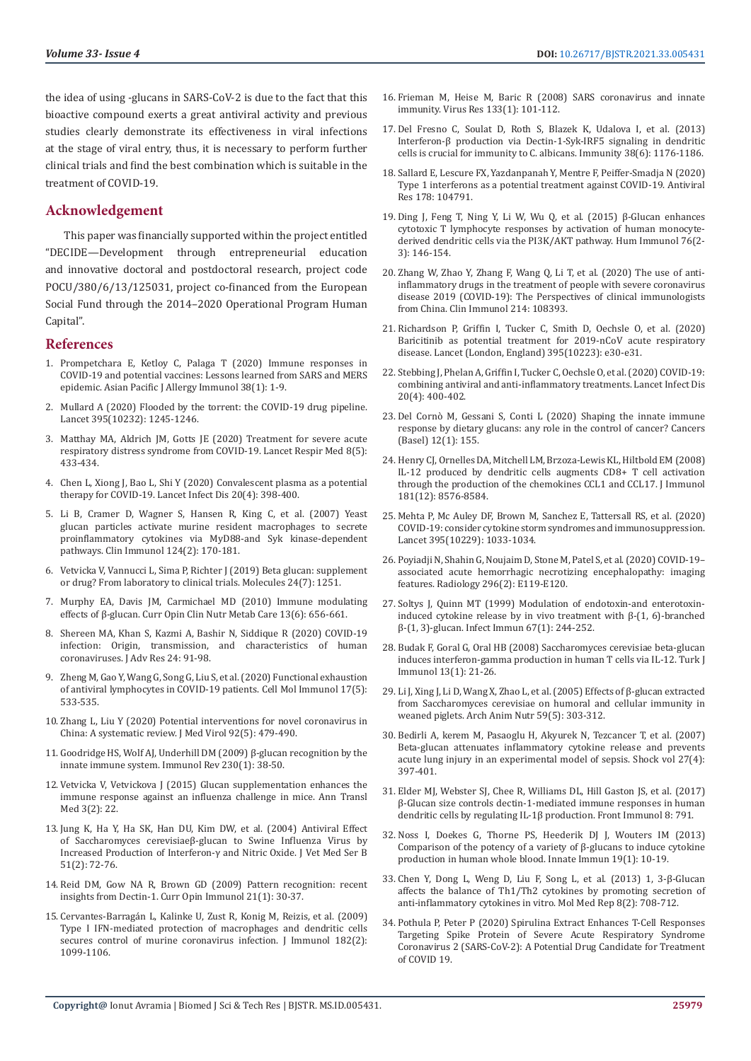the idea of using -glucans in SARS-CoV-2 is due to the fact that this bioactive compound exerts a great antiviral activity and previous studies clearly demonstrate its effectiveness in viral infections at the stage of viral entry, thus, it is necessary to perform further clinical trials and find the best combination which is suitable in the treatment of COVID-19.

## Acknowledgement

This paper was financially supported within the project entitled "DECIDE—Development through entrepreneurial education and innovative doctoral and postdoctoral research, project code POCU/380/6/13/125031, project co-financed from the European Social Fund through the 2014–2020 Operational Program Human Capital".

## References

1. Prompetchara E, Ketloy C, Palaga T (2020) Immune responses in COVID-19 and potential vaccines: Lessons learned from SARS and MERS epidemic. Asian Pacific J Allergy Immunol 38(1): 1-9.
2. Mullard A (2020) Flooded by the torrent: the COVID-19 drug pipeline. Lancet 395(10232): 1245-1246.
3. Matthay MA, Aldrich JM, Gotts JE (2020) Treatment for severe acute respiratory distress syndrome from COVID-19. Lancet Respir Med 8(5): 433-434.
4. Chen L, Xiong J, Bao L, Shi Y (2020) Convalescent plasma as a potential therapy for COVID-19. Lancet Infect Dis 20(4): 398-400.
5. Li B, Cramer D, Wagner S, Hansen R, King C, et al. (2007) Yeast glucan particles activate murine resident macrophages to secrete proinflammatory cytokines via MyD88-and Syk kinase-dependent pathways. Clin Immunol 124(2): 170-181.
6. Vetvicka V, Vannucci L, Sima P, Richter J (2019) Beta glucan: supplement or drug? From laboratory to clinical trials. Molecules 24(7): 1251.
7. Murphy EA, Davis JM, Carmichael MD (2010) Immune modulating effects of β-glucan. Curr Opin Clin Nutr Metab Care 13(6): 656-661.
8. Shereen MA, Khan S, Kazmi A, Bashir N, Siddique R (2020) COVID-19 infection: Origin, transmission, and characteristics of human coronaviruses. J Adv Res 24: 91-98.
9. Zheng M, Gao Y, Wang G, Song G, Liu S, et al. (2020) Functional exhaustion of antiviral lymphocytes in COVID-19 patients. Cell Mol Immunol 17(5): 533-535.
10. Zhang L, Liu Y (2020) Potential interventions for novel coronavirus in China: A systematic review. J Med Virol 92(5): 479-490.
11. Goodridge HS, Wolf AJ, Underhill DM (2009) β-glucan recognition by the innate immune system. Immunol Rev 230(1): 38-50.
12. Vetvicka V, Vetvickova J (2015) Glucan supplementation enhances the immune response against an influenza challenge in mice. Ann Transl Med 3(2): 22.
13. Jung K, Ha Y, Ha SK, Han DU, Kim DW, et al. (2004) Antiviral Effect of Saccharomyces cerevisiaeβ-glucan to Swine Influenza Virus by Increased Production of Interferon-γ and Nitric Oxide. J Vet Med Ser B 51(2): 72-76.
14. Reid DM, Gow NA R, Brown GD (2009) Pattern recognition: recent insights from Dectin-1. Curr Opin Immunol 21(1): 30-37.
15. Cervantes-Barragán L, Kalinke U, Zust R, Konig M, Reizis, et al. (2009) Type I IFN-mediated protection of macrophages and dendritic cells secures control of murine coronavirus infection. J Immunol 182(2): 1099-1106.
16. Frieman M, Heise M, Baric R (2008) SARS coronavirus and innate immunity. Virus Res 133(1): 101-112.
17. Del Fresno C, Soulat D, Roth S, Blazek K, Udalova I, et al. (2013) Interferon-β production via Dectin-1-Syk-IRF5 signaling in dendritic cells is crucial for immunity to C. albicans. Immunity 38(6): 1176-1186.
18. Sallard E, Lescure FX, Yazdanpanah Y, Mentre F, Peiffer-Smadja N (2020) Type 1 interferons as a potential treatment against COVID-19. Antiviral Res 178: 104791.
19. Ding J, Feng T, Ning Y, Li W, Wu Q, et al. (2015) β-Glucan enhances cytotoxic T lymphocyte responses by activation of human monocyte-derived dendritic cells via the PI3K/AKT pathway. Hum Immunol 76(2-3): 146-154.
20. Zhang W, Zhao Y, Zhang F, Wang Q, Li T, et al. (2020) The use of anti-inflammatory drugs in the treatment of people with severe coronavirus disease 2019 (COVID-19): The Perspectives of clinical immunologists from China. Clin Immunol 214: 108393.
21. Richardson P, Griffin I, Tucker C, Smith D, Oechsle O, et al. (2020) Baricitinib as potential treatment for 2019-nCoV acute respiratory disease. Lancet (London, England) 395(10223): e30-e31.
22. Stebbing J, Phelan A, Griffin I, Tucker C, Oechsle O, et al. (2020) COVID-19: combining antiviral and anti-inflammatory treatments. Lancet Infect Dis 20(4): 400-402.
23. Del Cornò M, Gessani S, Conti L (2020) Shaping the innate immune response by dietary glucans: any role in the control of cancer? Cancers (Basel) 12(1): 155.
24. Henry CJ, Ornelles DA, Mitchell LM, Brzoza-Lewis KL, Hiltbold EM (2008) IL-12 produced by dendritic cells augments CD8+ T cell activation through the production of the chemokines CCL1 and CCL17. J Immunol 181(12): 8576-8584.
25. Mehta P, Mc Auley DF, Brown M, Sanchez E, Tattersall RS, et al. (2020) COVID-19: consider cytokine storm syndromes and immunosuppression. Lancet 395(10229): 1033-1034.
26. Poyiadji N, Shahin G, Noujaim D, Stone M, Patel S, et al. (2020) COVID-19–associated acute hemorrhagic necrotizing encephalopathy: imaging features. Radiology 296(2): E119-E120.
27. Soltys J, Quinn MT (1999) Modulation of endotoxin-and enterotoxin-induced cytokine release by in vivo treatment with β-(1, 6)-branched β-(1, 3)-glucan. Infect Immun 67(1): 244-252.
28. Budak F, Goral G, Oral HB (2008) Saccharomyces cerevisiae beta-glucan induces interferon-gamma production in human T cells via IL-12. Turk J Immunol 13(1): 21-26.
29. Li J, Xing J, Li D, Wang X, Zhao L, et al. (2005) Effects of β-glucan extracted from Saccharomyces cerevisiae on humoral and cellular immunity in weaned piglets. Arch Anim Nutr 59(5): 303-312.
30. Bedirli A, kerem M, Pasaoglu H, Akyurek N, Tezcancer T, et al. (2007) Beta-glucan attenuates inflammatory cytokine release and prevents acute lung injury in an experimental model of sepsis. Shock vol 27(4): 397-401.
31. Elder MJ, Webster SJ, Chee R, Williams DL, Hill Gaston JS, et al. (2017) β-Glucan size controls dectin-1-mediated immune responses in human dendritic cells by regulating IL-1β production. Front Immunol 8: 791.
32. Noss I, Doekes G, Thorne PS, Heederik DJ J, Wouters IM (2013) Comparison of the potency of a variety of β-glucans to induce cytokine production in human whole blood. Innate Immun 19(1): 10-19.
33. Chen Y, Dong L, Weng D, Liu F, Song L, et al. (2013) 1, 3-β-Glucan affects the balance of Th1/Th2 cytokines by promoting secretion of anti-inflammatory cytokines in vitro. Mol Med Rep 8(2): 708-712.
34. Pothula P, Peter P (2020) Spirulina Extract Enhances T-Cell Responses Targeting Spike Protein of Severe Acute Respiratory Syndrome Coronavirus 2 (SARS-CoV-2): A Potential Drug Candidate for Treatment of COVID 19.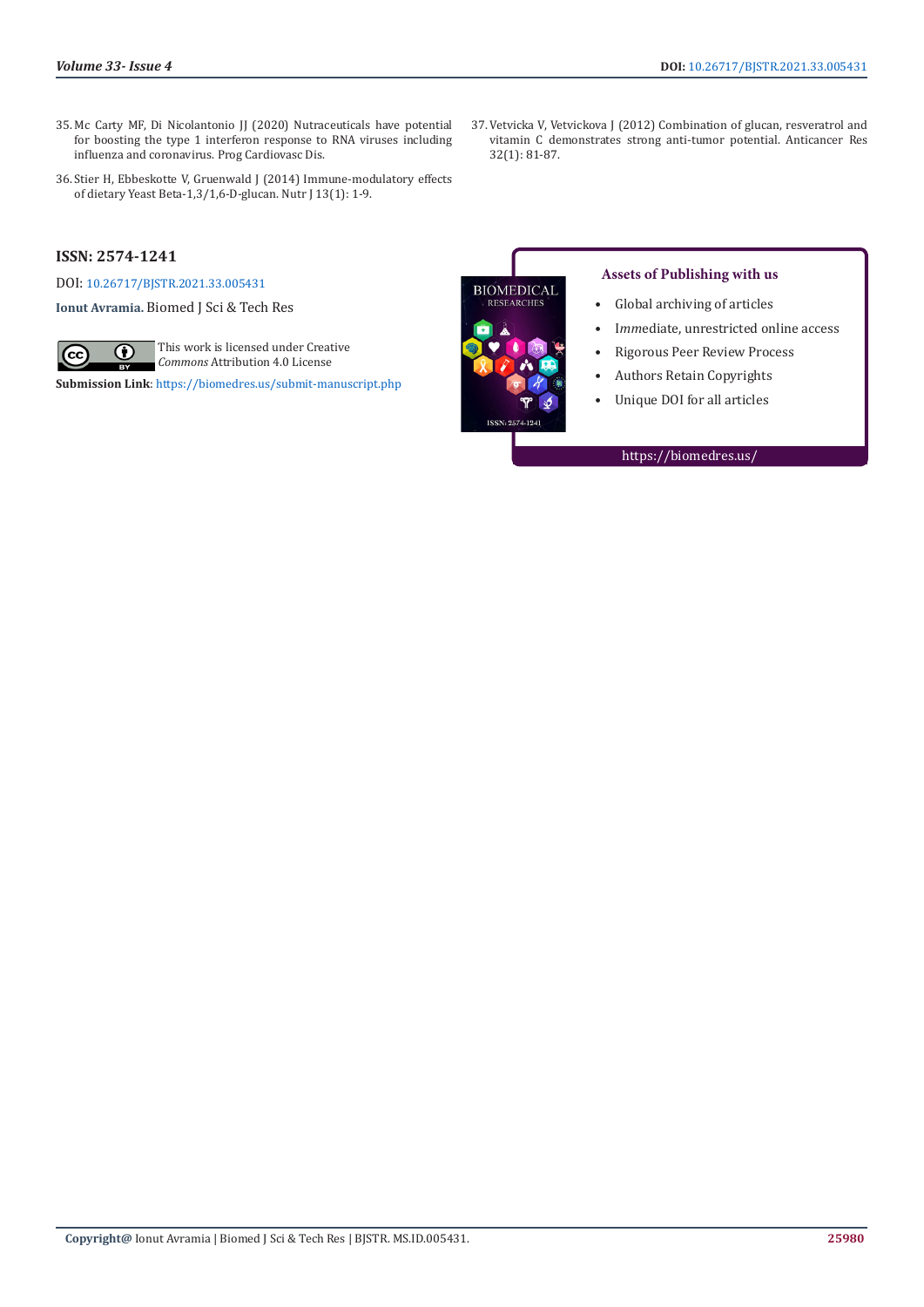35. Mc Carty MF, Di Nicolantonio JJ (2020) Nutraceuticals have potential for boosting the type 1 interferon response to RNA viruses including influenza and coronavirus. Prog Cardiovasc Dis.
36. Stier H, Ebbeskotte V, Gruenwald J (2014) Immune-modulatory effects of dietary Yeast Beta-1,3/1,6-D-glucan. Nutr J 13(1): 1-9.
37. Vetvicka V, Vetvickova J (2012) Combination of glucan, resveratrol and vitamin C demonstrates strong anti-tumor potential. Anticancer Res 32(1): 81-87.

**ISSN: 2574-1241**

DOI: 10.26717/BJSTR.2021.33.005431

**Ionut Avramia.** Biomed J Sci & Tech Res

This work is licensed under Creative *Commons* Attribution 4.0 License

**Submission Link**: https://biomedres.us/submit-manuscript.php

**Assets of Publishing with us**

- Global archiving of articles
- Immediate, unrestricted online access
- Rigorous Peer Review Process
- Authors Retain Copyrights
- Unique DOI for all articles

https://biomedres.us/